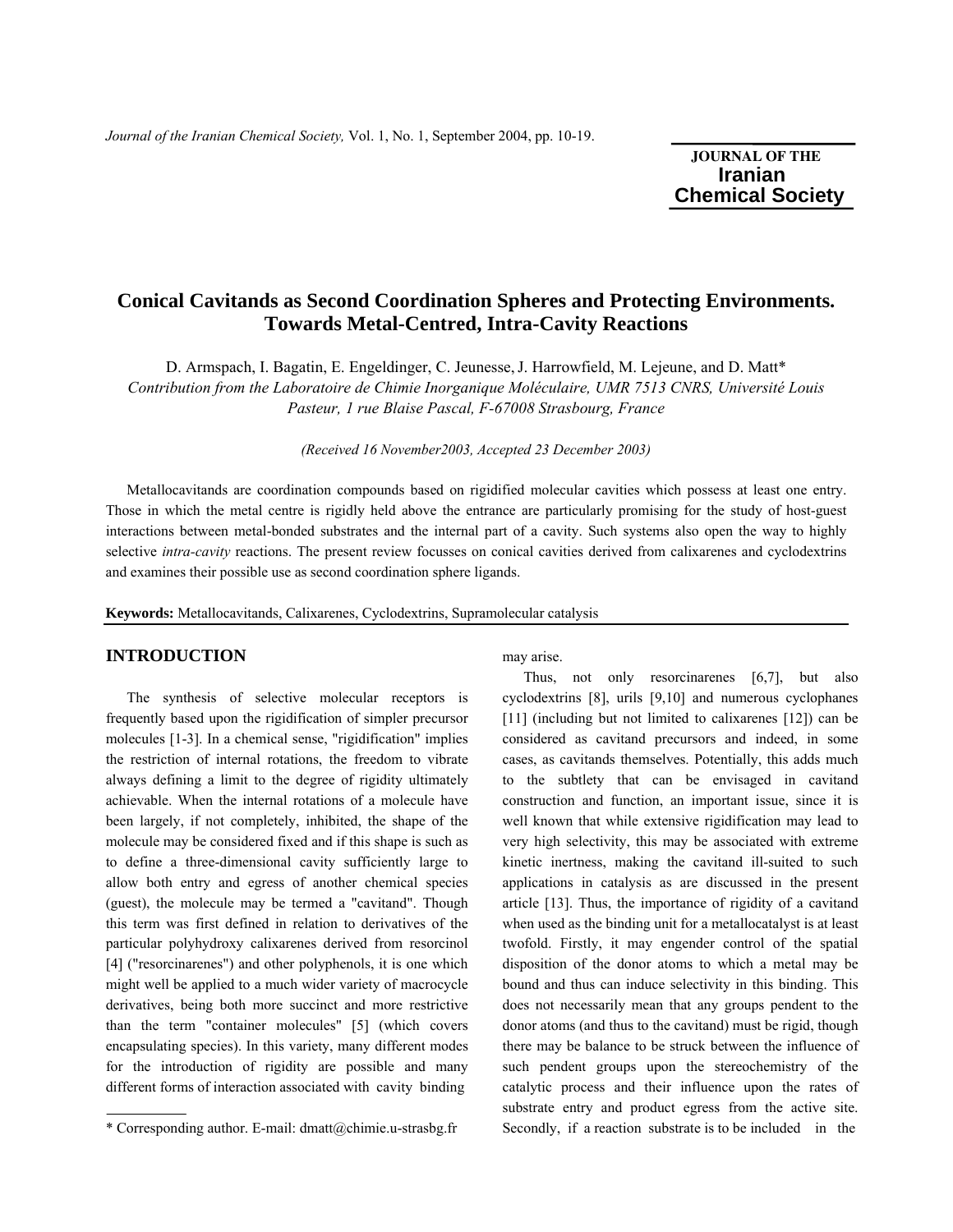# Conical Cavitands as Second Coordination Spheres and Protecting Environments. Towards Metal-Centred, Intra-Cavity Reactions

D. Armspach, I. Bagatin, E. Engeldinger, C. Jeunesse, J. Harrowfield, M. Lejeune, and D. Matt*

*Contribution from the Laboratoire de Chimie Inorganique Moléculaire, UMR 7513 CNRS, Université Louis Pasteur, 1 rue Blaise Pascal, F-67008 Strasbourg, France*

*(Received 16 November2003, Accepted 23 December 2003)*

Metallocavitands are coordination compounds based on rigidified molecular cavities which possess at least one entry. Those in which the metal centre is rigidly held above the entrance are particularly promising for the study of host-guest interactions between metal-bonded substrates and the internal part of a cavity. Such systems also open the way to highly selective *intra-cavity* reactions. The present review focusses on conical cavities derived from calixarenes and cyclodextrins and examines their possible use as second coordination sphere ligands.

**Keywords:** Metallocavitands, Calixarenes, Cyclodextrins, Supramolecular catalysis

## INTRODUCTION

The synthesis of selective molecular receptors is frequently based upon the rigidification of simpler precursor molecules [1-3]. In a chemical sense, "rigidification" implies the restriction of internal rotations, the freedom to vibrate always defining a limit to the degree of rigidity ultimately achievable. When the internal rotations of a molecule have been largely, if not completely, inhibited, the shape of the molecule may be considered fixed and if this shape is such as to define a three-dimensional cavity sufficiently large to allow both entry and egress of another chemical species (guest), the molecule may be termed a "cavitand". Though this term was first defined in relation to derivatives of the particular polyhydroxy calixarenes derived from resorcinol [4] ("resorcinarenes") and other polyphenols, it is one which might well be applied to a much wider variety of macrocycle derivatives, being both more succinct and more restrictive than the term "container molecules" [5] (which covers encapsulating species). In this variety, many different modes for the introduction of rigidity are possible and many different forms of interaction associated with cavity binding may arise.

Thus, not only resorcinarenes [6,7], but also cyclodextrins [8], urils [9,10] and numerous cyclophanes [11] (including but not limited to calixarenes [12]) can be considered as cavitand precursors and indeed, in some cases, as cavitands themselves. Potentially, this adds much to the subtlety that can be envisaged in cavitand construction and function, an important issue, since it is well known that while extensive rigidification may lead to very high selectivity, this may be associated with extreme kinetic inertness, making the cavitand ill-suited to such applications in catalysis as are discussed in the present article [13]. Thus, the importance of rigidity of a cavitand when used as the binding unit for a metallocatalyst is at least twofold. Firstly, it may engender control of the spatial disposition of the donor atoms to which a metal may be bound and thus can induce selectivity in this binding. This does not necessarily mean that any groups pendent to the donor atoms (and thus to the cavitand) must be rigid, though there may be balance to be struck between the influence of such pendent groups upon the stereochemistry of the catalytic process and their influence upon the rates of substrate entry and product egress from the active site. Secondly, if a reaction substrate is to be included in the

\* Corresponding author. E-mail: dmatt@chimie.u-strasbg.fr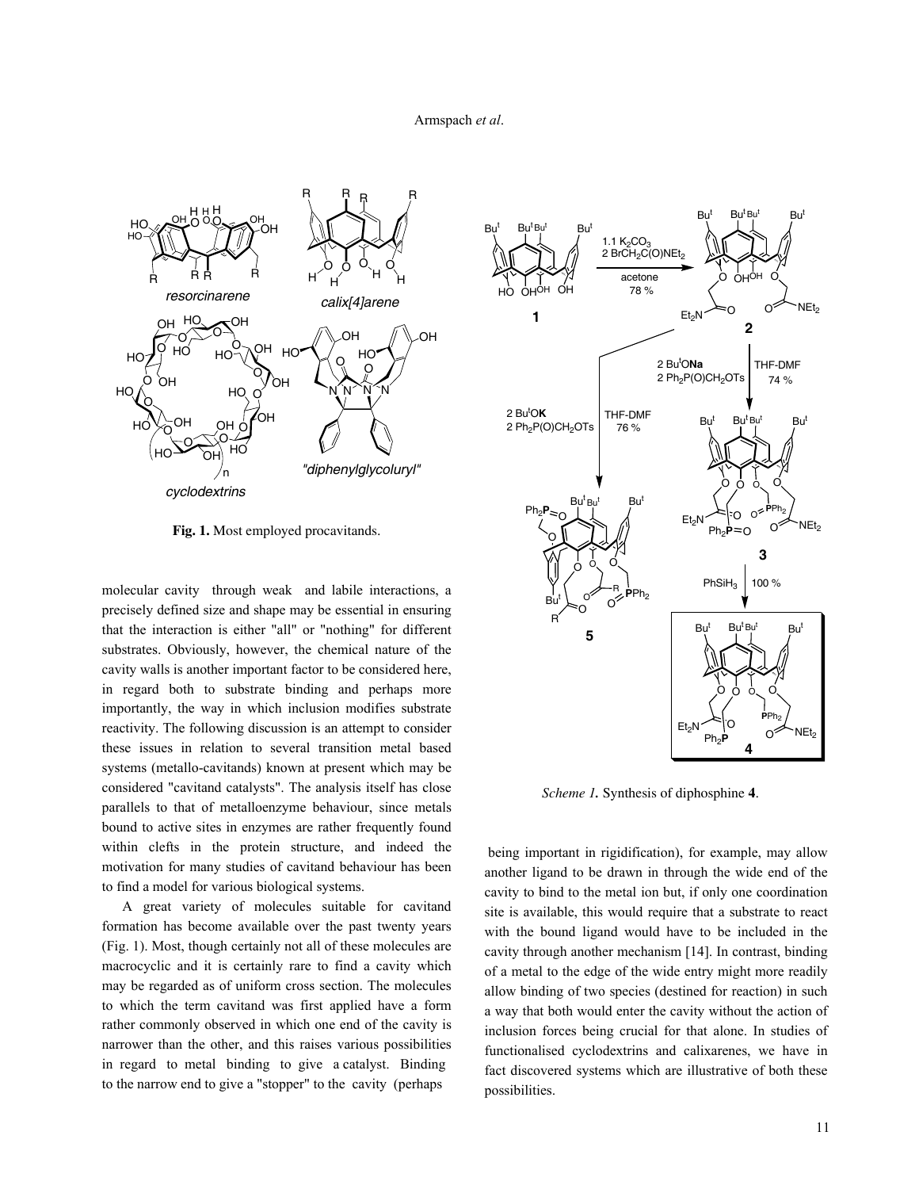**Fig. 1.** Most employed procavitands.

molecular cavity through weak and labile interactions, a precisely defined size and shape may be essential in ensuring that the interaction is either "all" or "nothing" for different substrates. Obviously, however, the chemical nature of the cavity walls is another important factor to be considered here, in regard both to substrate binding and perhaps more importantly, the way in which inclusion modifies substrate reactivity. The following discussion is an attempt to consider these issues in relation to several transition metal based systems (metallo-cavitands) known at present which may be considered "cavitand catalysts". The analysis itself has close parallels to that of metalloenzyme behaviour, since metals bound to active sites in enzymes are rather frequently found within clefts in the protein structure, and indeed the motivation for many studies of cavitand behaviour has been to find a model for various biological systems.

A great variety of molecules suitable for cavitand formation has become available over the past twenty years (Fig. 1). Most, though certainly not all of these molecules are macrocyclic and it is certainly rare to find a cavity which may be regarded as of uniform cross section. The molecules to which the term cavitand was first applied have a form rather commonly observed in which one end of the cavity is narrower than the other, and this raises various possibilities in regard to metal binding to give a catalyst. Binding to the narrow end to give a "stopper" to the cavity (perhaps being important in rigidification), for example, may allow another ligand to be drawn in through the wide end of the cavity to bind to the metal ion but, if only one coordination site is available, this would require that a substrate to react with the bound ligand would have to be included in the cavity through another mechanism [14]. In contrast, binding of a metal to the edge of the wide entry might more readily allow binding of two species (destined for reaction) in such a way that both would enter the cavity without the action of inclusion forces being crucial for that alone. In studies of functionalised cyclodextrins and calixarenes, we have in fact discovered systems which are illustrative of both these possibilities.

*Scheme 1.* Synthesis of diphosphine **4**.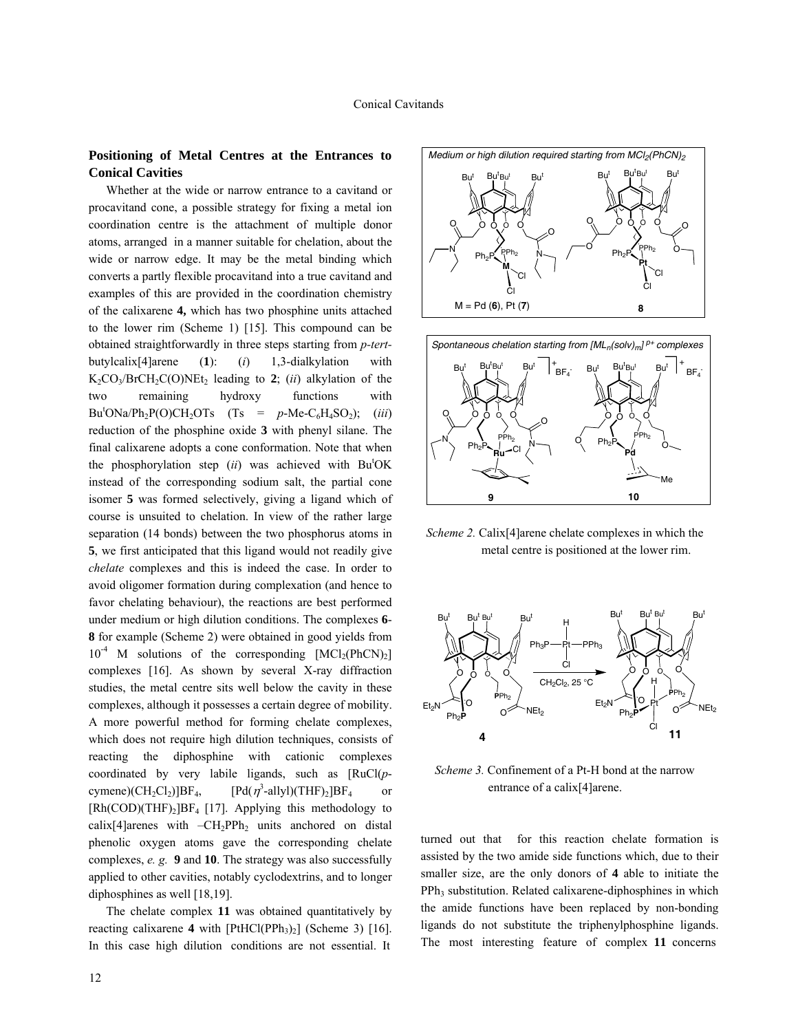## Positioning of Metal Centres at the Entrances to Conical Cavities

Whether at the wide or narrow entrance to a cavitand or procavitand cone, a possible strategy for fixing a metal ion coordination centre is the attachment of multiple donor atoms, arranged in a manner suitable for chelation, about the wide or narrow edge. It may be the metal binding which converts a partly flexible procavitand into a true cavitand and examples of this are provided in the coordination chemistry of the calixarene **4,** which has two phosphine units attached to the lower rim (Scheme 1) [15]. This compound can be obtained straightforwardly in three steps starting from *p-tert*-butylcalix[4]arene (**1**): (*i*) 1,3-dialkylation with $K_2CO_3$/$BrCH_2C(O)NEt_2$ leading to **2**; (*ii*) alkylation of the two remaining hydroxy functions with $Bu^tONa$/$Ph_2P(O)CH_2OTs$ (Ts = *p*-Me-$C_6H_4SO_2$); (*iii*) reduction of the phosphine oxide **3** with phenyl silane. The final calixarene adopts a cone conformation. Note that when the phosphorylation step (*ii*) was achieved with $Bu^tOK$ instead of the corresponding sodium salt, the partial cone isomer **5** was formed selectively, giving a ligand which of course is unsuited to chelation. In view of the rather large separation (14 bonds) between the two phosphorus atoms in **5**, we first anticipated that this ligand would not readily give *chelate* complexes and this is indeed the case. In order to avoid oligomer formation during complexation (and hence to favor chelating behaviour), the reactions are best performed under medium or high dilution conditions. The complexes **6**-**8** for example (Scheme 2) were obtained in good yields from $10^{-4}$ M solutions of the corresponding $[MCl_2(PhCN)_2]$ complexes [16]. As shown by several X-ray diffraction studies, the metal centre sits well below the cavity in these complexes, although it possesses a certain degree of mobility. A more powerful method for forming chelate complexes, which does not require high dilution techniques, consists of reacting the diphosphine with cationic complexes coordinated by very labile ligands, such as $[RuCl(p\text{-cymene})(CH_2Cl_2)]BF_4$, $[Pd(\eta^3\text{-allyl})(THF)_2]BF_4$ or $[Rh(COD)(THF)_2]BF_4$ [17]. Applying this methodology to calix[4]arenes with $-CH_2PPh_2$ units anchored on distal phenolic oxygen atoms gave the corresponding chelate complexes, *e. g.* **9** and **10**. The strategy was also successfully applied to other cavities, notably cyclodextrins, and to longer diphosphines as well [18,19].

The chelate complex **11** was obtained quantitatively by reacting calixarene **4** with $[PtHCl(PPh_3)_2]$ (Scheme 3) [16]. In this case high dilution conditions are not essential. It turned out that for this reaction chelate formation is assisted by the two amide side functions which, due to their smaller size, are the only donors of **4** able to initiate the $PPh_3$ substitution. Related calixarene-diphosphines in which the amide functions have been replaced by non-bonding ligands do not substitute the triphenylphosphine ligands. The most interesting feature of complex **11** concerns

*Scheme 2.* Calix[4]arene chelate complexes in which the metal centre is positioned at the lower rim.

*Scheme 3.* Confinement of a Pt-H bond at the narrow entrance of a calix[4]arene.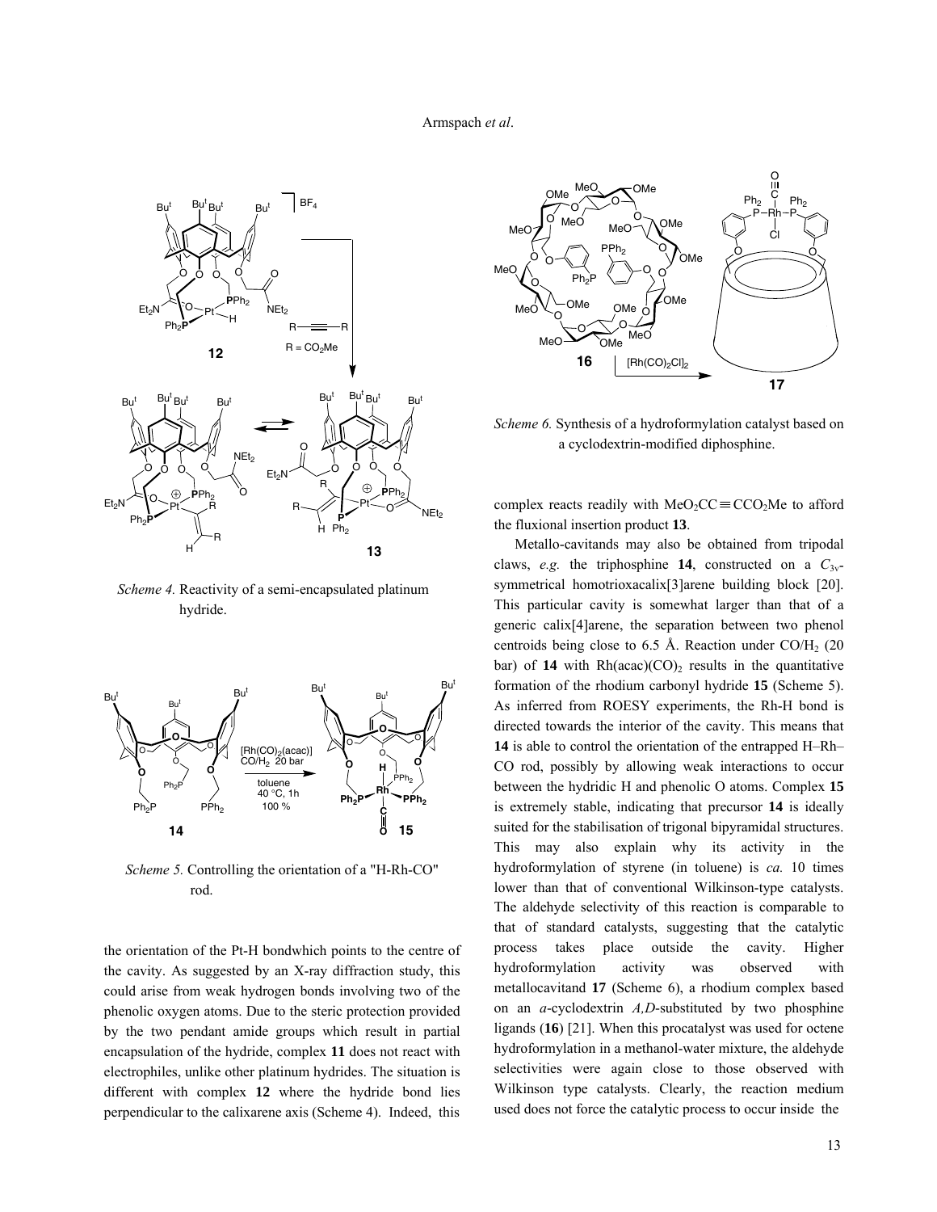*Scheme 4.* Reactivity of a semi-encapsulated platinum hydride.

*Scheme 5.* Controlling the orientation of a "H-Rh-CO" rod.

the orientation of the Pt-H bondwhich points to the centre of the cavity. As suggested by an X-ray diffraction study, this could arise from weak hydrogen bonds involving two of the phenolic oxygen atoms. Due to the steric protection provided by the two pendant amide groups which result in partial encapsulation of the hydride, complex **11** does not react with electrophiles, unlike other platinum hydrides. The situation is different with complex **12** where the hydride bond lies perpendicular to the calixarene axis (Scheme 4). Indeed, this

*Scheme 6.* Synthesis of a hydroformylation catalyst based on a cyclodextrin-modified diphosphine.

complex reacts readily with $MeO_2CC{\equiv}CCO_2Me$ to afford the fluxional insertion product **13**.

Metallo-cavitands may also be obtained from tripodal claws, *e.g.* the triphosphine **14**, constructed on a $C_{3v}$-symmetrical homotrioxacalix[3]arene building block [20]. This particular cavity is somewhat larger than that of a generic calix[4]arene, the separation between two phenol centroids being close to 6.5 Å. Reaction under $CO/H_2$ (20 bar) of **14** with $Rh(acac)(CO)_2$ results in the quantitative formation of the rhodium carbonyl hydride **15** (Scheme 5). As inferred from ROESY experiments, the Rh-H bond is directed towards the interior of the cavity. This means that **14** is able to control the orientation of the entrapped H–Rh–CO rod, possibly by allowing weak interactions to occur between the hydridic H and phenolic O atoms. Complex **15** is extremely stable, indicating that precursor **14** is ideally suited for the stabilisation of trigonal bipyramidal structures. This may also explain why its activity in the hydroformylation of styrene (in toluene) is *ca.* 10 times lower than that of conventional Wilkinson-type catalysts. The aldehyde selectivity of this reaction is comparable to that of standard catalysts, suggesting that the catalytic process takes place outside the cavity. Higher hydroformylation activity was observed with metallocavitand **17** (Scheme 6), a rhodium complex based on an *a*-cyclodextrin *A,D*-substituted by two phosphine ligands (**16**) [21]. When this procatalyst was used for octene hydroformylation in a methanol-water mixture, the aldehyde selectivities were again close to those observed with Wilkinson type catalysts. Clearly, the reaction medium used does not force the catalytic process to occur inside the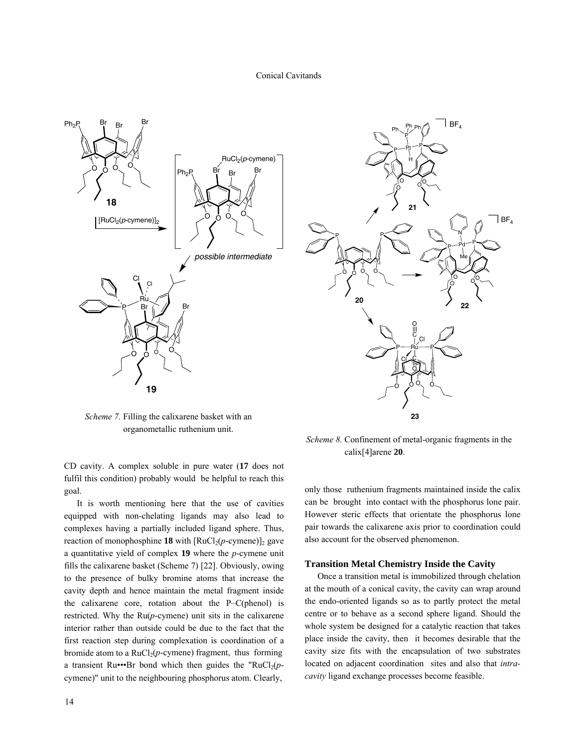*Scheme 7.* Filling the calixarene basket with an organometallic ruthenium unit.

*Scheme 8.* Confinement of metal-organic fragments in the calix[4]arene **20**.

CD cavity. A complex soluble in pure water (**17** does not fulfil this condition) probably would be helpful to reach this goal.

It is worth mentioning here that the use of cavities equipped with non-chelating ligands may also lead to complexes having a partially included ligand sphere. Thus, reaction of monophosphine **18** with $[RuCl_2(p\text{-cymene})]_2$ gave a quantitative yield of complex **19** where the *p*-cymene unit fills the calixarene basket (Scheme 7) [22]. Obviously, owing to the presence of bulky bromine atoms that increase the cavity depth and hence maintain the metal fragment inside the calixarene core, rotation about the P–C(phenol) is restricted. Why the Ru(*p*-cymene) unit sits in the calixarene interior rather than outside could be due to the fact that the first reaction step during complexation is coordination of a bromide atom to a $RuCl_2(p\text{-cymene})$ fragment, thus forming a transient Ru•••Br bond which then guides the "$RuCl_2(p\text{-cymene})$" unit to the neighbouring phosphorus atom. Clearly, only those ruthenium fragments maintained inside the calix can be brought into contact with the phosphorus lone pair. However steric effects that orientate the phosphorus lone pair towards the calixarene axis prior to coordination could also account for the observed phenomenon.

## Transition Metal Chemistry Inside the Cavity

Once a transition metal is immobilized through chelation at the mouth of a conical cavity, the cavity can wrap around the endo-oriented ligands so as to partly protect the metal centre or to behave as a second sphere ligand. Should the whole system be designed for a catalytic reaction that takes place inside the cavity, then it becomes desirable that the cavity size fits with the encapsulation of two substrates located on adjacent coordination sites and also that *intra-cavity* ligand exchange processes become feasible.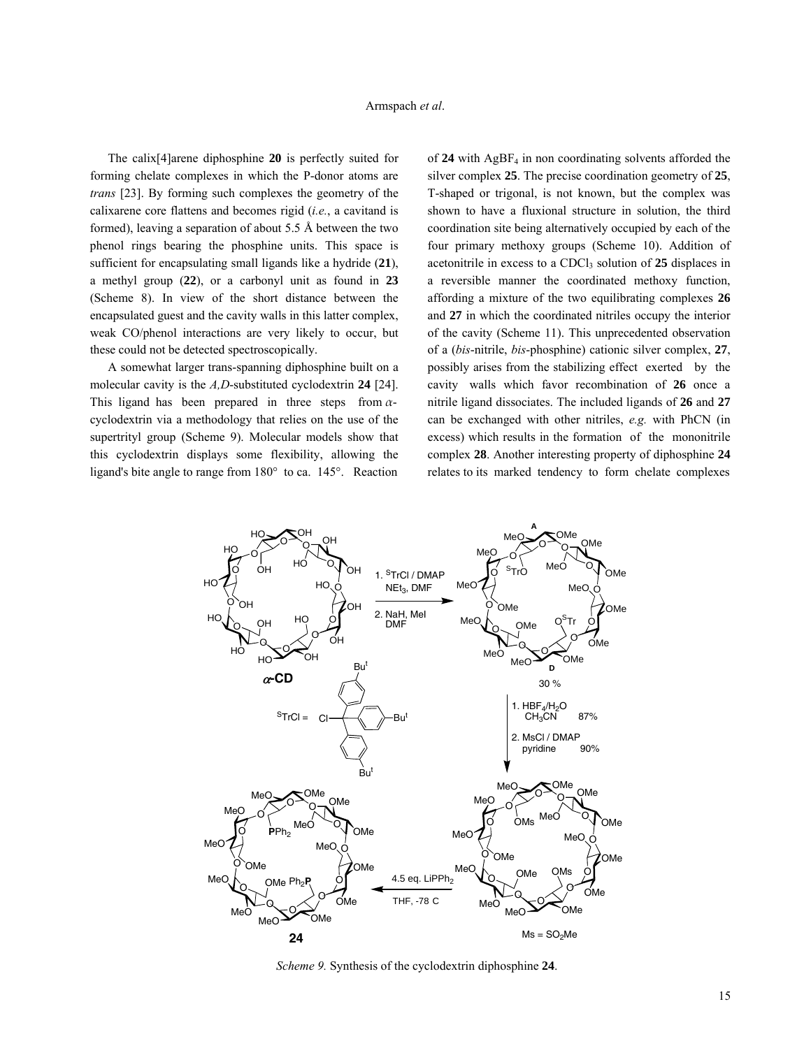The calix[4]arene diphosphine **20** is perfectly suited for forming chelate complexes in which the P-donor atoms are *trans* [23]. By forming such complexes the geometry of the calixarene core flattens and becomes rigid (*i.e.*, a cavitand is formed), leaving a separation of about 5.5 Å between the two phenol rings bearing the phosphine units. This space is sufficient for encapsulating small ligands like a hydride (**21**), a methyl group (**22**), or a carbonyl unit as found in **23** (Scheme 8). In view of the short distance between the encapsulated guest and the cavity walls in this latter complex, weak CO/phenol interactions are very likely to occur, but these could not be detected spectroscopically.

A somewhat larger trans-spanning diphosphine built on a molecular cavity is the *A,D*-substituted cyclodextrin **24** [24]. This ligand has been prepared in three steps from $\alpha$-cyclodextrin via a methodology that relies on the use of the supertrityl group (Scheme 9). Molecular models show that this cyclodextrin displays some flexibility, allowing the ligand's bite angle to range from 180° to ca. 145°. Reaction of **24** with $AgBF_4$ in non coordinating solvents afforded the silver complex **25**. The precise coordination geometry of **25**, T-shaped or trigonal, is not known, but the complex was shown to have a fluxional structure in solution, the third coordination site being alternatively occupied by each of the four primary methoxy groups (Scheme 10). Addition of acetonitrile in excess to a $CDCl_3$ solution of **25** displaces in a reversible manner the coordinated methoxy function, affording a mixture of the two equilibrating complexes **26** and **27** in which the coordinated nitriles occupy the interior of the cavity (Scheme 11). This unprecedented observation of a (*bis*-nitrile, *bis*-phosphine) cationic silver complex, **27**, possibly arises from the stabilizing effect exerted by the cavity walls which favor recombination of **26** once a nitrile ligand dissociates. The included ligands of **26** and **27** can be exchanged with other nitriles, *e.g.* with PhCN (in excess) which results in the formation of the mononitrile complex **28**. Another interesting property of diphosphine **24** relates to its marked tendency to form chelate complexes

*Scheme 9.* Synthesis of the cyclodextrin diphosphine **24**.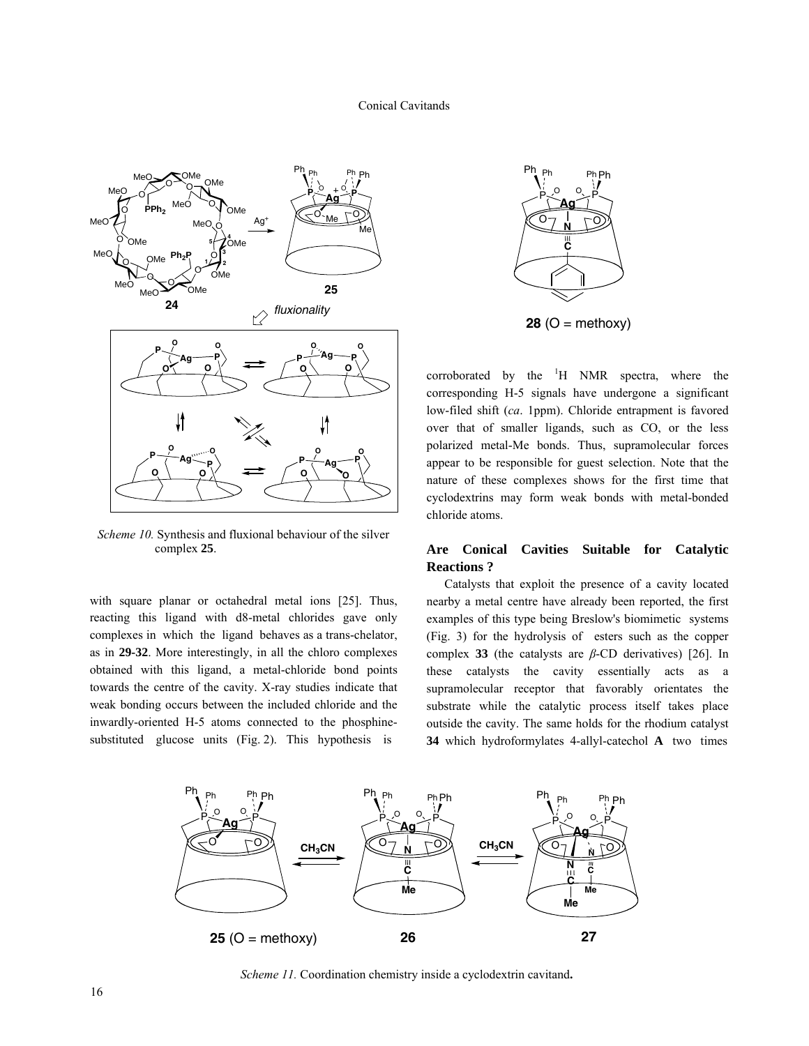*Scheme 10.* Synthesis and fluxional behaviour of the silver complex **25**.

with square planar or octahedral metal ions [25]. Thus, reacting this ligand with d8-metal chlorides gave only complexes in which the ligand behaves as a trans-chelator, as in **29-32**. More interestingly, in all the chloro complexes obtained with this ligand, a metal-chloride bond points towards the centre of the cavity. X-ray studies indicate that weak bonding occurs between the included chloride and the inwardly-oriented H-5 atoms connected to the phosphine-substituted glucose units (Fig. 2). This hypothesis is corroborated by the [1]H NMR spectra, where the corresponding H-5 signals have undergone a significant low-filed shift (*ca*. 1ppm). Chloride entrapment is favored over that of smaller ligands, such as CO, or the less polarized metal-Me bonds. Thus, supramolecular forces appear to be responsible for guest selection. Note that the nature of these complexes shows for the first time that cyclodextrins may form weak bonds with metal-bonded chloride atoms.

**28** (O = methoxy)

## Are Conical Cavities Suitable for Catalytic Reactions ?

Catalysts that exploit the presence of a cavity located nearby a metal centre have already been reported, the first examples of this type being Breslow's biomimetic systems (Fig. 3) for the hydrolysis of esters such as the copper complex **33** (the catalysts are *β*-CD derivatives) [26]. In these catalysts the cavity essentially acts as a supramolecular receptor that favorably orientates the substrate while the catalytic process itself takes place outside the cavity. The same holds for the rhodium catalyst **34** which hydroformylates 4-allyl-catechol **A** two times

*Scheme 11.* Coordination chemistry inside a cyclodextrin cavitand**.**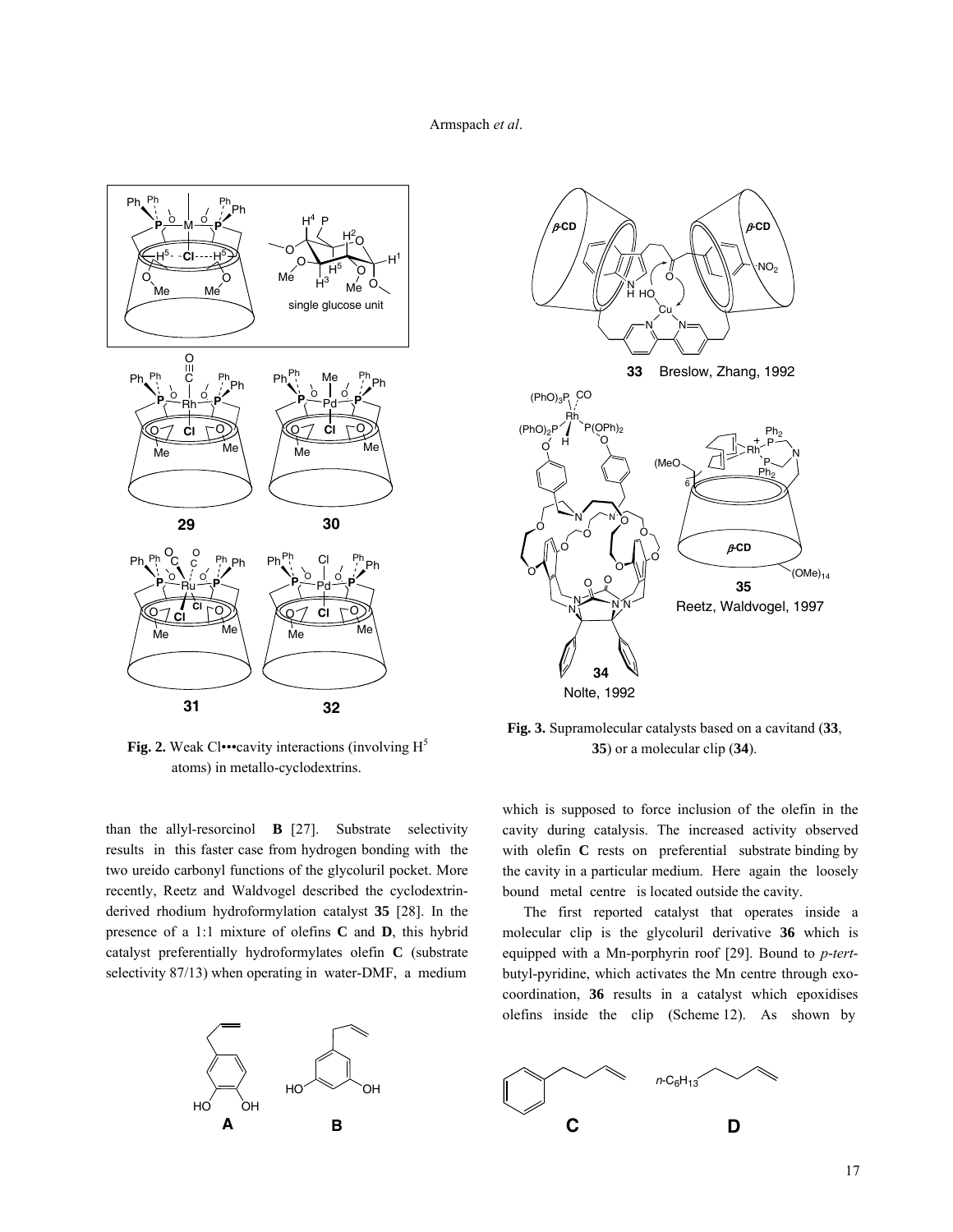**Fig. 2.** Weak Cl•••cavity interactions (involving $H^5$ atoms) in metallo-cyclodextrins.

**Fig. 3.** Supramolecular catalysts based on a cavitand (**33**, **35**) or a molecular clip (**34**).

than the allyl-resorcinol **B** [27]. Substrate selectivity results in this faster case from hydrogen bonding with the two ureido carbonyl functions of the glycoluril pocket. More recently, Reetz and Waldvogel described the cyclodextrin-derived rhodium hydroformylation catalyst **35** [28]. In the presence of a 1:1 mixture of olefins **C** and **D**, this hybrid catalyst preferentially hydroformylates olefin **C** (substrate selectivity 87/13) when operating in water-DMF, a medium which is supposed to force inclusion of the olefin in the cavity during catalysis. The increased activity observed with olefin **C** rests on preferential substrate binding by the cavity in a particular medium. Here again the loosely bound metal centre is located outside the cavity.

The first reported catalyst that operates inside a molecular clip is the glycoluril derivative **36** which is equipped with a Mn-porphyrin roof [29]. Bound to *p*-*tert*-butyl-pyridine, which activates the Mn centre through exo-coordination, **36** results in a catalyst which epoxidises olefins inside the clip (Scheme 12). As shown by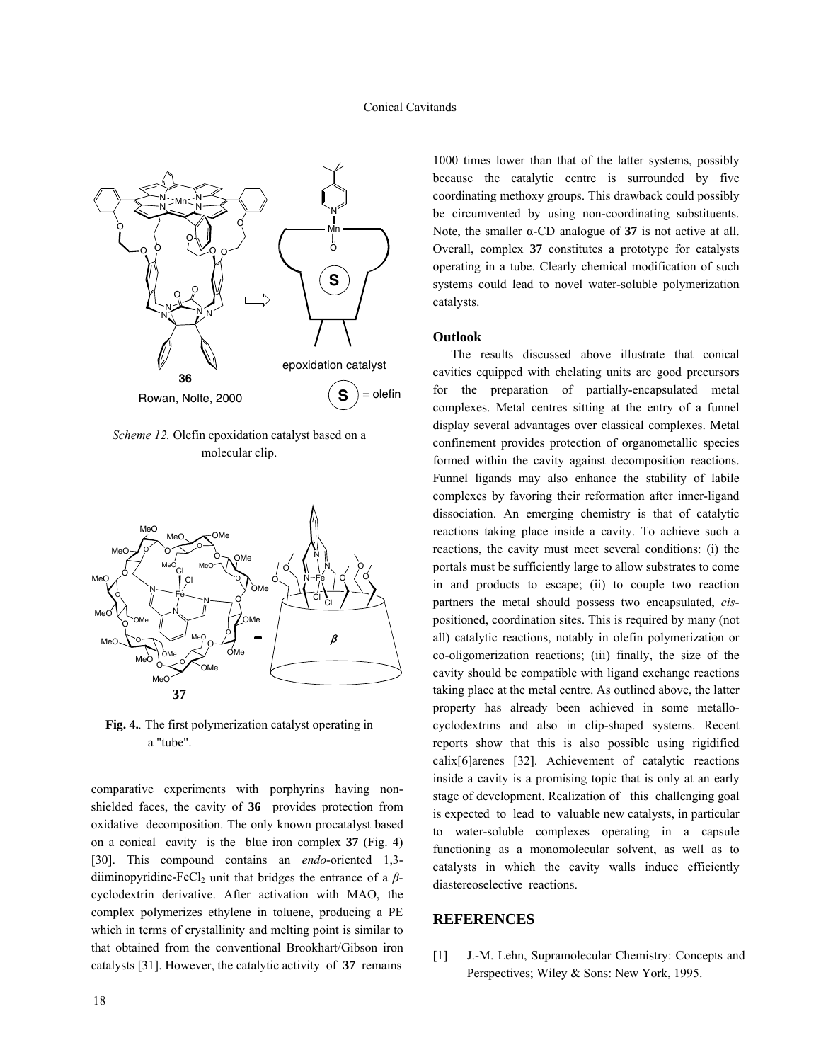Scheme 12. Olefin epoxidation catalyst based on a molecular clip.

**Fig. 4.**. The first polymerization catalyst operating in a "tube".

comparative experiments with porphyrins having non-shielded faces, the cavity of **36** provides protection from oxidative decomposition. The only known procatalyst based on a conical cavity is the blue iron complex **37** (Fig. 4) [30]. This compound contains an *endo*-oriented 1,3-diiminopyridine-$FeCl_2$ unit that bridges the entrance of a *β*-cyclodextrin derivative. After activation with MAO, the complex polymerizes ethylene in toluene, producing a PE which in terms of crystallinity and melting point is similar to that obtained from the conventional Brookhart/Gibson iron catalysts [31]. However, the catalytic activity of **37** remains 1000 times lower than that of the latter systems, possibly because the catalytic centre is surrounded by five coordinating methoxy groups. This drawback could possibly be circumvented by using non-coordinating substituents. Note, the smaller α-CD analogue of **37** is not active at all. Overall, complex **37** constitutes a prototype for catalysts operating in a tube. Clearly chemical modification of such systems could lead to novel water-soluble polymerization catalysts.

### Outlook

The results discussed above illustrate that conical cavities equipped with chelating units are good precursors for the preparation of partially-encapsulated metal complexes. Metal centres sitting at the entry of a funnel display several advantages over classical complexes. Metal confinement provides protection of organometallic species formed within the cavity against decomposition reactions. Funnel ligands may also enhance the stability of labile complexes by favoring their reformation after inner-ligand dissociation. An emerging chemistry is that of catalytic reactions taking place inside a cavity. To achieve such a reactions, the cavity must meet several conditions: (i) the portals must be sufficiently large to allow substrates to come in and products to escape; (ii) to couple two reaction partners the metal should possess two encapsulated, *cis*-positioned, coordination sites. This is required by many (not all) catalytic reactions, notably in olefin polymerization or co-oligomerization reactions; (iii) finally, the size of the cavity should be compatible with ligand exchange reactions taking place at the metal centre. As outlined above, the latter property has already been achieved in some metallo-cyclodextrins and also in clip-shaped systems. Recent reports show that this is also possible using rigidified calix[6]arenes [32]. Achievement of catalytic reactions inside a cavity is a promising topic that is only at an early stage of development. Realization of this challenging goal is expected to lead to valuable new catalysts, in particular to water-soluble complexes operating in a capsule functioning as a monomolecular solvent, as well as to catalysts in which the cavity walls induce efficiently diastereoselective reactions.

## REFERENCES

[1] J.-M. Lehn, Supramolecular Chemistry: Concepts and Perspectives; Wiley & Sons: New York, 1995.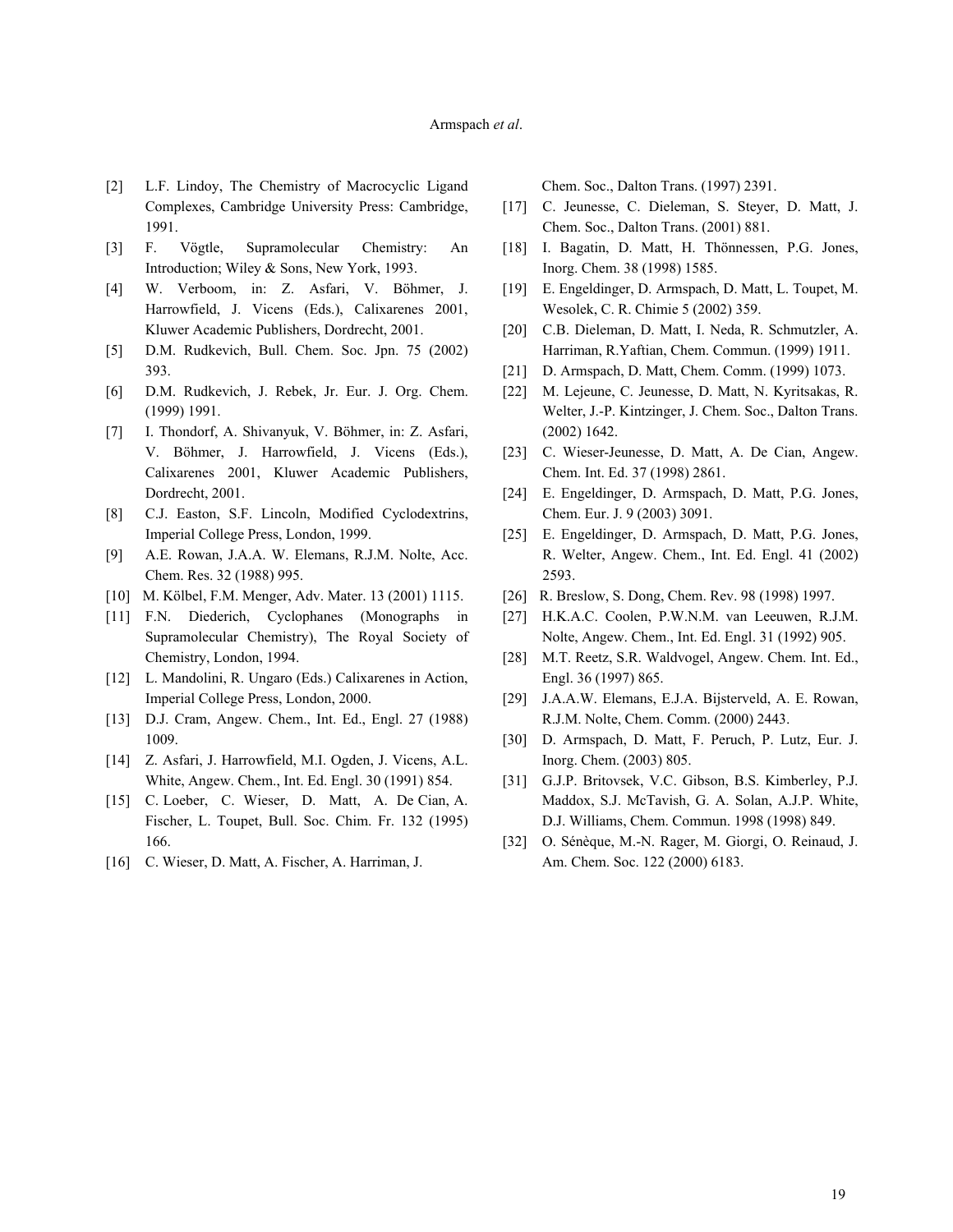[2] L.F. Lindoy, The Chemistry of Macrocyclic Ligand Complexes, Cambridge University Press: Cambridge, 1991.

[3] F. Vögtle, Supramolecular Chemistry: An Introduction; Wiley & Sons, New York, 1993.

[4] W. Verboom, in: Z. Asfari, V. Böhmer, J. Harrowfield, J. Vicens (Eds.), Calixarenes 2001, Kluwer Academic Publishers, Dordrecht, 2001.

[5] D.M. Rudkevich, Bull. Chem. Soc. Jpn. 75 (2002) 393.

[6] D.M. Rudkevich, J. Rebek, Jr. Eur. J. Org. Chem. (1999) 1991.

[7] I. Thondorf, A. Shivanyuk, V. Böhmer, in: Z. Asfari, V. Böhmer, J. Harrowfield, J. Vicens (Eds.), Calixarenes 2001, Kluwer Academic Publishers, Dordrecht, 2001.

[8] C.J. Easton, S.F. Lincoln, Modified Cyclodextrins, Imperial College Press, London, 1999.

[9] A.E. Rowan, J.A.A. W. Elemans, R.J.M. Nolte, Acc. Chem. Res. 32 (1988) 995.

[10] M. Kölbel, F.M. Menger, Adv. Mater. 13 (2001) 1115.

[11] F.N. Diederich, Cyclophanes (Monographs in Supramolecular Chemistry), The Royal Society of Chemistry, London, 1994.

[12] L. Mandolini, R. Ungaro (Eds.) Calixarenes in Action, Imperial College Press, London, 2000.

[13] D.J. Cram, Angew. Chem., Int. Ed., Engl. 27 (1988) 1009.

[14] Z. Asfari, J. Harrowfield, M.I. Ogden, J. Vicens, A.L. White, Angew. Chem., Int. Ed. Engl. 30 (1991) 854.

[15] C. Loeber, C. Wieser, D. Matt, A. De Cian, A. Fischer, L. Toupet, Bull. Soc. Chim. Fr. 132 (1995) 166.

[16] C. Wieser, D. Matt, A. Fischer, A. Harriman, J. Chem. Soc., Dalton Trans. (1997) 2391.

[17] C. Jeunesse, C. Dieleman, S. Steyer, D. Matt, J. Chem. Soc., Dalton Trans. (2001) 881.

[18] I. Bagatin, D. Matt, H. Thönnessen, P.G. Jones, Inorg. Chem. 38 (1998) 1585.

[19] E. Engeldinger, D. Armspach, D. Matt, L. Toupet, M. Wesolek, C. R. Chimie 5 (2002) 359.

[20] C.B. Dieleman, D. Matt, I. Neda, R. Schmutzler, A. Harriman, R.Yaftian, Chem. Commun. (1999) 1911.

[21] D. Armspach, D. Matt, Chem. Comm. (1999) 1073.

[22] M. Lejeune, C. Jeunesse, D. Matt, N. Kyritsakas, R. Welter, J.-P. Kintzinger, J. Chem. Soc., Dalton Trans. (2002) 1642.

[23] C. Wieser-Jeunesse, D. Matt, A. De Cian, Angew. Chem. Int. Ed. 37 (1998) 2861.

[24] E. Engeldinger, D. Armspach, D. Matt, P.G. Jones, Chem. Eur. J. 9 (2003) 3091.

[25] E. Engeldinger, D. Armspach, D. Matt, P.G. Jones, R. Welter, Angew. Chem., Int. Ed. Engl. 41 (2002) 2593.

[26] R. Breslow, S. Dong, Chem. Rev. 98 (1998) 1997.

[27] H.K.A.C. Coolen, P.W.N.M. van Leeuwen, R.J.M. Nolte, Angew. Chem., Int. Ed. Engl. 31 (1992) 905.

[28] M.T. Reetz, S.R. Waldvogel, Angew. Chem. Int. Ed., Engl. 36 (1997) 865.

[29] J.A.A.W. Elemans, E.J.A. Bijsterveld, A. E. Rowan, R.J.M. Nolte, Chem. Comm. (2000) 2443.

[30] D. Armspach, D. Matt, F. Peruch, P. Lutz, Eur. J. Inorg. Chem. (2003) 805.

[31] G.J.P. Britovsek, V.C. Gibson, B.S. Kimberley, P.J. Maddox, S.J. McTavish, G. A. Solan, A.J.P. White, D.J. Williams, Chem. Commun. 1998 (1998) 849.

[32] O. Sénèque, M.-N. Rager, M. Giorgi, O. Reinaud, J. Am. Chem. Soc. 122 (2000) 6183.